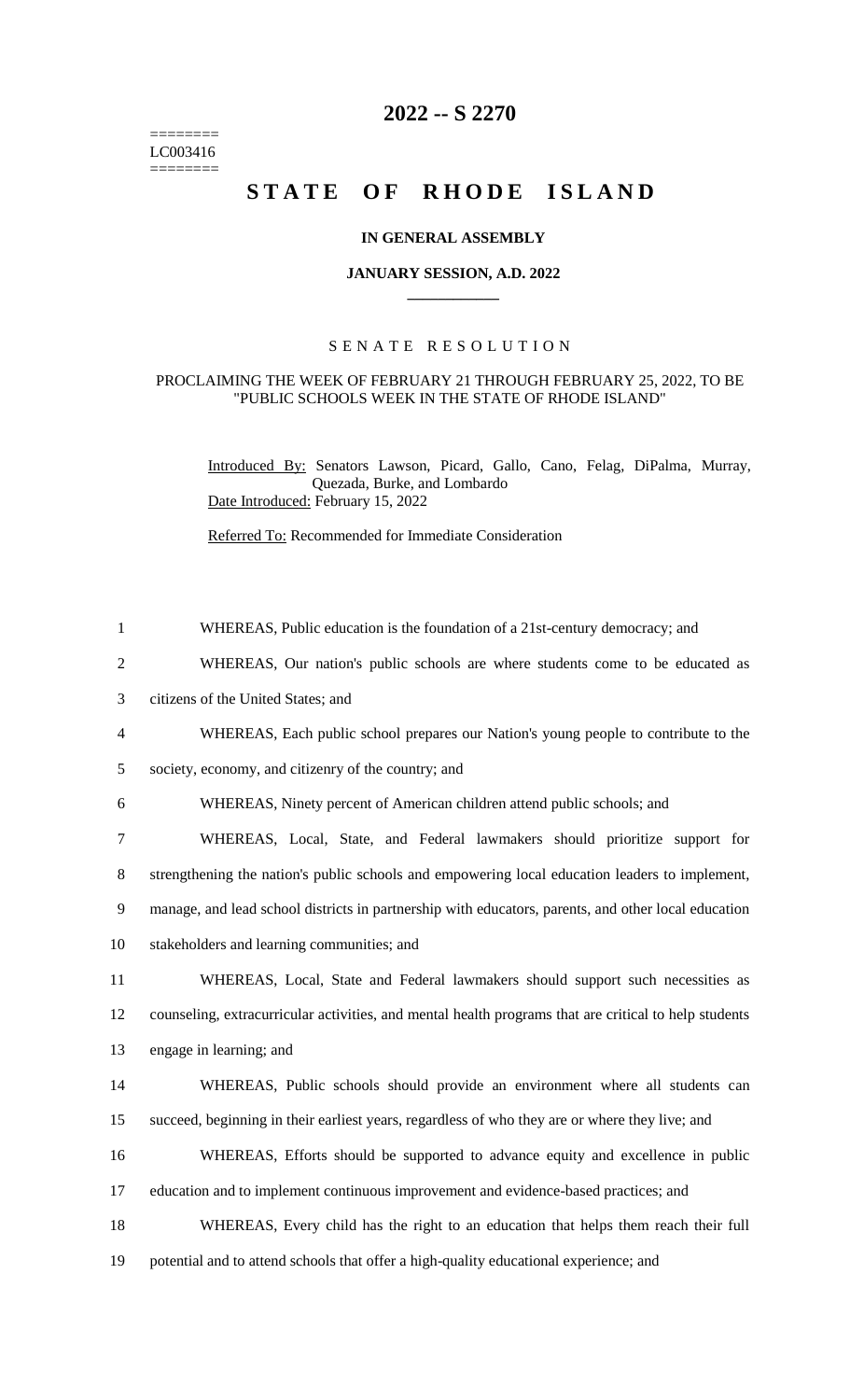========
LC003416
========

# 2022 -- S 2270

# STATE OF RHODE ISLAND

### IN GENERAL ASSEMBLY

### JANUARY SESSION, A.D. 2022

---

SENATE RESOLUTION

PROCLAIMING THE WEEK OF FEBRUARY 21 THROUGH FEBRUARY 25, 2022, TO BE "PUBLIC SCHOOLS WEEK IN THE STATE OF RHODE ISLAND"

Introduced By: Senators Lawson, Picard, Gallo, Cano, Felag, DiPalma, Murray, Quezada, Burke, and Lombardo
Date Introduced: February 15, 2022

Referred To: Recommended for Immediate Consideration

1 WHEREAS, Public education is the foundation of a 21st-century democracy; and
2 WHEREAS, Our nation's public schools are where students come to be educated as
3 citizens of the United States; and
4 WHEREAS, Each public school prepares our Nation's young people to contribute to the
5 society, economy, and citizenry of the country; and
6 WHEREAS, Ninety percent of American children attend public schools; and
7 WHEREAS, Local, State, and Federal lawmakers should prioritize support for
8 strengthening the nation's public schools and empowering local education leaders to implement,
9 manage, and lead school districts in partnership with educators, parents, and other local education
10 stakeholders and learning communities; and
11 WHEREAS, Local, State and Federal lawmakers should support such necessities as
12 counseling, extracurricular activities, and mental health programs that are critical to help students
13 engage in learning; and
14 WHEREAS, Public schools should provide an environment where all students can
15 succeed, beginning in their earliest years, regardless of who they are or where they live; and
16 WHEREAS, Efforts should be supported to advance equity and excellence in public
17 education and to implement continuous improvement and evidence-based practices; and
18 WHEREAS, Every child has the right to an education that helps them reach their full
19 potential and to attend schools that offer a high-quality educational experience; and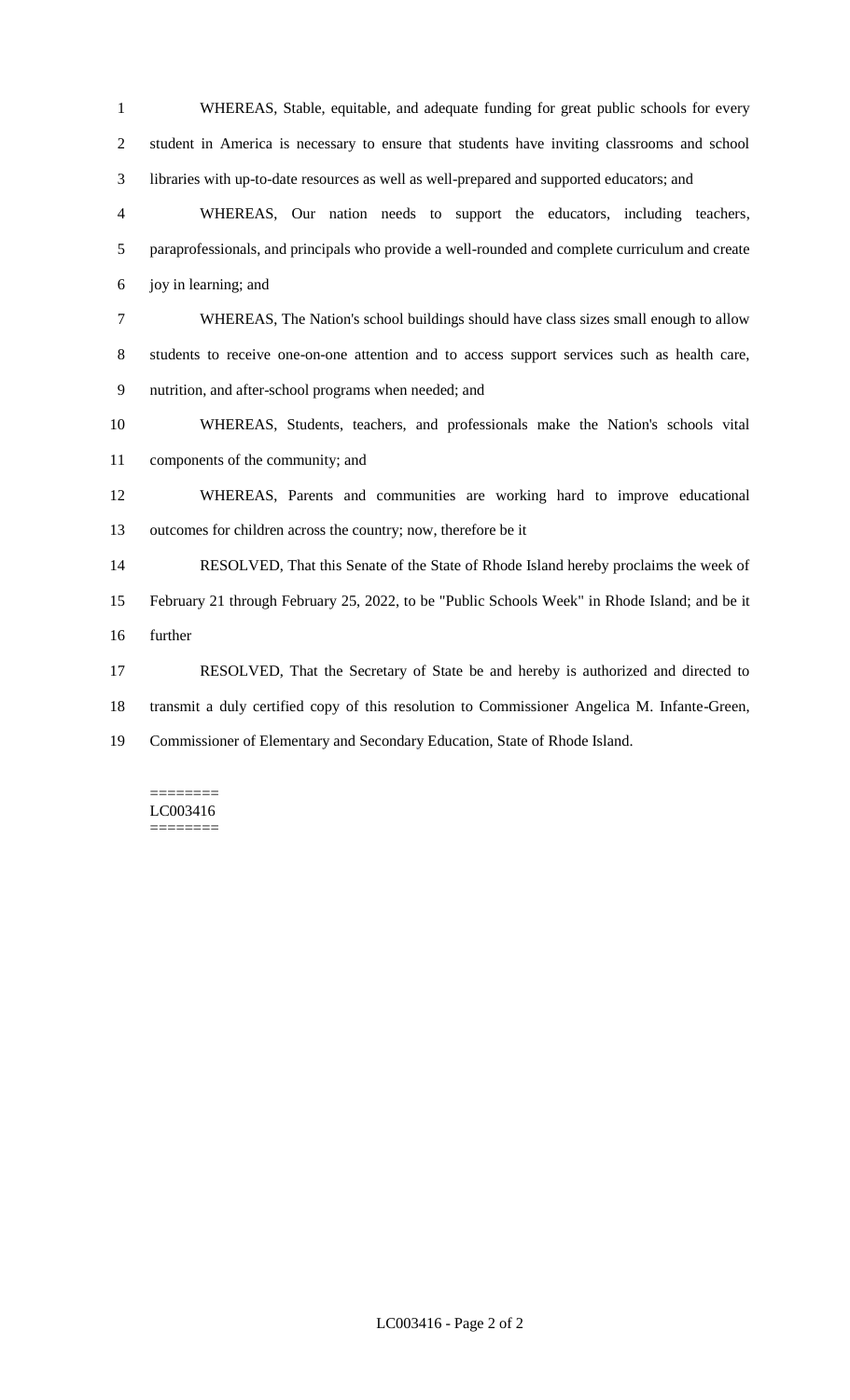WHEREAS, Stable, equitable, and adequate funding for great public schools for every student in America is necessary to ensure that students have inviting classrooms and school libraries with up-to-date resources as well as well-prepared and supported educators; and

WHEREAS, Our nation needs to support the educators, including teachers, paraprofessionals, and principals who provide a well-rounded and complete curriculum and create joy in learning; and

WHEREAS, The Nation's school buildings should have class sizes small enough to allow students to receive one-on-one attention and to access support services such as health care, nutrition, and after-school programs when needed; and

WHEREAS, Students, teachers, and professionals make the Nation's schools vital components of the community; and

WHEREAS, Parents and communities are working hard to improve educational outcomes for children across the country; now, therefore be it

RESOLVED, That this Senate of the State of Rhode Island hereby proclaims the week of February 21 through February 25, 2022, to be "Public Schools Week" in Rhode Island; and be it further

RESOLVED, That the Secretary of State be and hereby is authorized and directed to transmit a duly certified copy of this resolution to Commissioner Angelica M. Infante-Green, Commissioner of Elementary and Secondary Education, State of Rhode Island.

========
LC003416
========